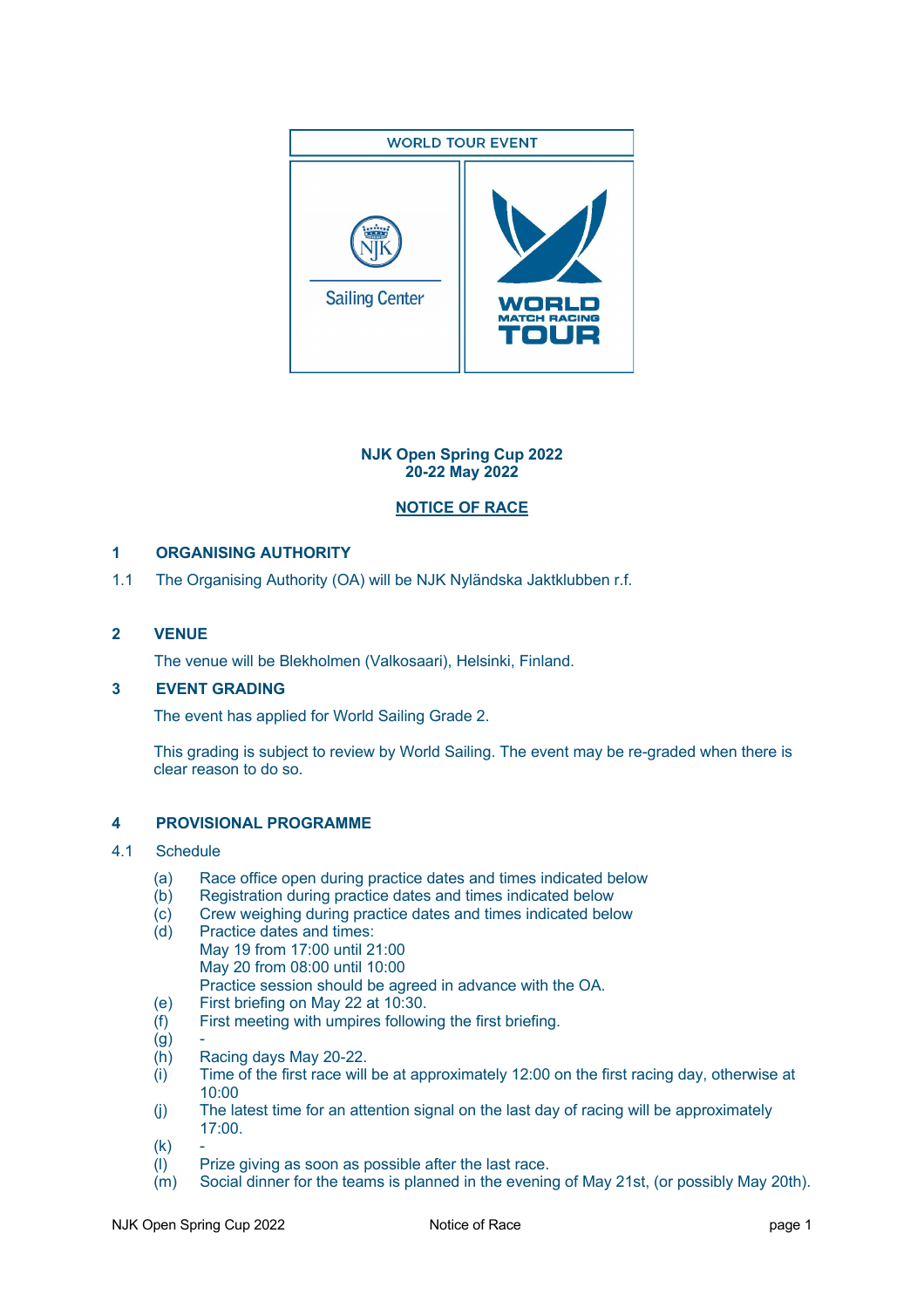WORLD TOUR EVENT

NJK Sailing Center

WORLD MATCH RACING TOUR

**NJK Open Spring Cup 2022**
**20-22 May 2022**

# NOTICE OF RACE

## 1 ORGANISING AUTHORITY

1.1 The Organising Authority (OA) will be NJK Nyländska Jaktklubben r.f.

## 2 VENUE

The venue will be Blekholmen (Valkosaari), Helsinki, Finland.

## 3 EVENT GRADING

The event has applied for World Sailing Grade 2.

This grading is subject to review by World Sailing. The event may be re-graded when there is clear reason to do so.

## 4 PROVISIONAL PROGRAMME

4.1 Schedule

(a) Race office open during practice dates and times indicated below
(b) Registration during practice dates and times indicated below
(c) Crew weighing during practice dates and times indicated below
(d) Practice dates and times:
May 19 from 17:00 until 21:00
May 20 from 08:00 until 10:00
Practice session should be agreed in advance with the OA.
(e) First briefing on May 22 at 10:30.
(f) First meeting with umpires following the first briefing.
(g) -
(h) Racing days May 20-22.
(i) Time of the first race will be at approximately 12:00 on the first racing day, otherwise at 10:00
(j) The latest time for an attention signal on the last day of racing will be approximately 17:00.
(k) -
(l) Prize giving as soon as possible after the last race.
(m) Social dinner for the teams is planned in the evening of May 21st, (or possibly May 20th).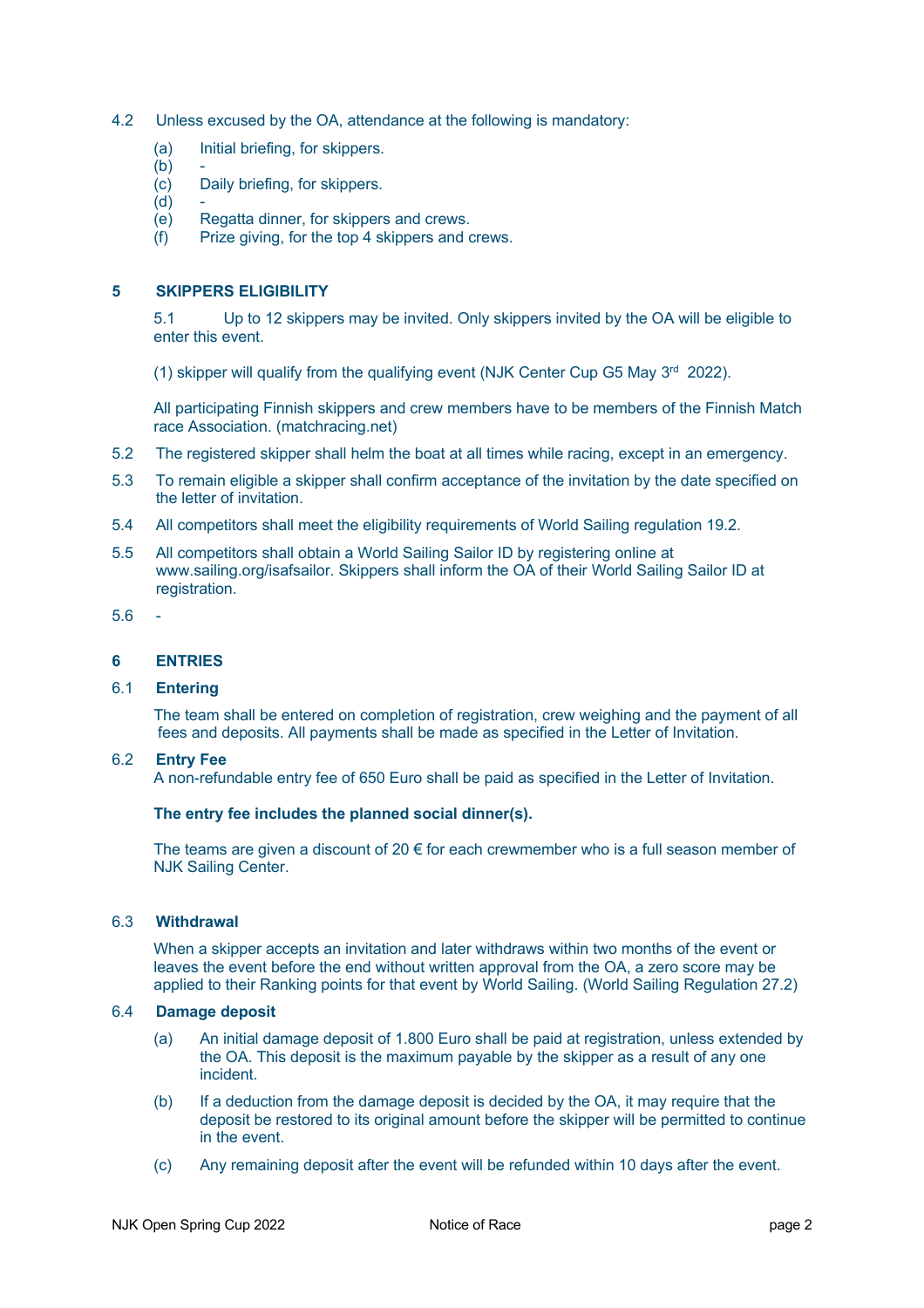4.2 Unless excused by the OA, attendance at the following is mandatory:

- (a) Initial briefing, for skippers.
- (b) -
- (c) Daily briefing, for skippers.
- (d) -
- (e) Regatta dinner, for skippers and crews.
- (f) Prize giving, for the top 4 skippers and crews.

## 5 SKIPPERS ELIGIBILITY

5.1 Up to 12 skippers may be invited. Only skippers invited by the OA will be eligible to enter this event.

(1) skipper will qualify from the qualifying event (NJK Center Cup G5 May 3rd 2022).

All participating Finnish skippers and crew members have to be members of the Finnish Match race Association. (matchracing.net)

5.2 The registered skipper shall helm the boat at all times while racing, except in an emergency.

5.3 To remain eligible a skipper shall confirm acceptance of the invitation by the date specified on the letter of invitation.

5.4 All competitors shall meet the eligibility requirements of World Sailing regulation 19.2.

5.5 All competitors shall obtain a World Sailing Sailor ID by registering online at www.sailing.org/isafsailor. Skippers shall inform the OA of their World Sailing Sailor ID at registration.

5.6 -

## 6 ENTRIES

### 6.1 Entering

The team shall be entered on completion of registration, crew weighing and the payment of all fees and deposits. All payments shall be made as specified in the Letter of Invitation.

### 6.2 Entry Fee

A non-refundable entry fee of 650 Euro shall be paid as specified in the Letter of Invitation.

**The entry fee includes the planned social dinner(s).**

The teams are given a discount of 20 € for each crewmember who is a full season member of NJK Sailing Center.

### 6.3 Withdrawal

When a skipper accepts an invitation and later withdraws within two months of the event or leaves the event before the end without written approval from the OA, a zero score may be applied to their Ranking points for that event by World Sailing. (World Sailing Regulation 27.2)

### 6.4 Damage deposit

- (a) An initial damage deposit of 1.800 Euro shall be paid at registration, unless extended by the OA. This deposit is the maximum payable by the skipper as a result of any one incident.
- (b) If a deduction from the damage deposit is decided by the OA, it may require that the deposit be restored to its original amount before the skipper will be permitted to continue in the event.
- (c) Any remaining deposit after the event will be refunded within 10 days after the event.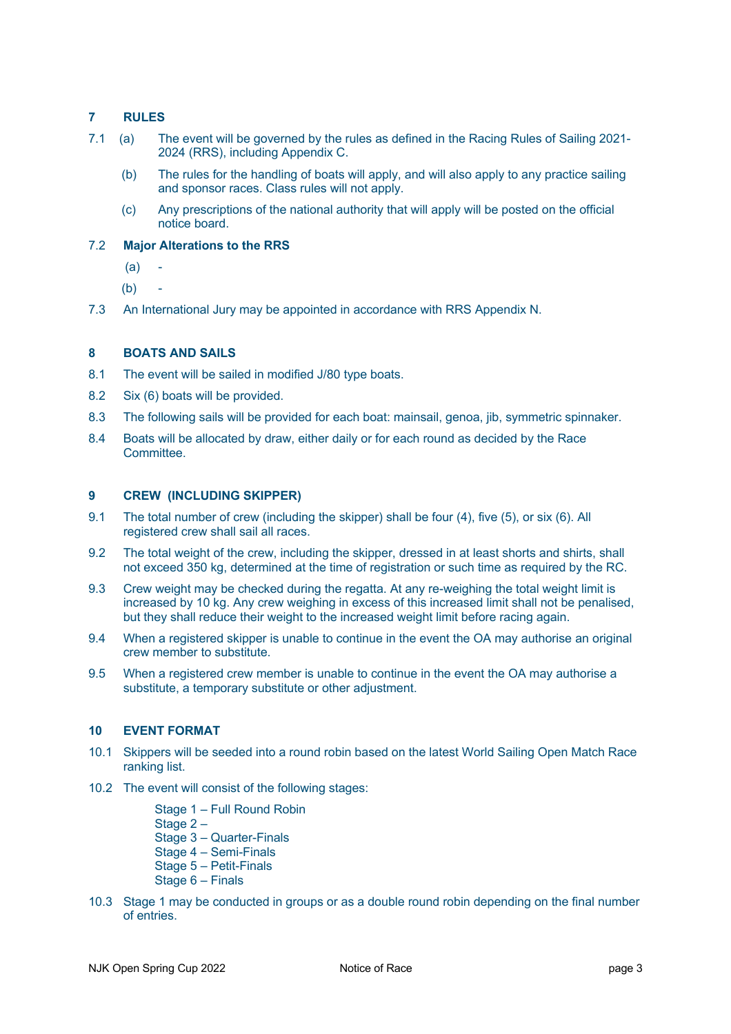## 7 RULES

7.1 (a) The event will be governed by the rules as defined in the Racing Rules of Sailing 2021-2024 (RRS), including Appendix C.

(b) The rules for the handling of boats will apply, and will also apply to any practice sailing and sponsor races. Class rules will not apply.

(c) Any prescriptions of the national authority that will apply will be posted on the official notice board.

7.2 **Major Alterations to the RRS**

(a) -

(b) -

7.3 An International Jury may be appointed in accordance with RRS Appendix N.

## 8 BOATS AND SAILS

8.1 The event will be sailed in modified J/80 type boats.

8.2 Six (6) boats will be provided.

8.3 The following sails will be provided for each boat: mainsail, genoa, jib, symmetric spinnaker.

8.4 Boats will be allocated by draw, either daily or for each round as decided by the Race Committee.

## 9 CREW (INCLUDING SKIPPER)

9.1 The total number of crew (including the skipper) shall be four (4), five (5), or six (6). All registered crew shall sail all races.

9.2 The total weight of the crew, including the skipper, dressed in at least shorts and shirts, shall not exceed 350 kg, determined at the time of registration or such time as required by the RC.

9.3 Crew weight may be checked during the regatta. At any re-weighing the total weight limit is increased by 10 kg. Any crew weighing in excess of this increased limit shall not be penalised, but they shall reduce their weight to the increased weight limit before racing again.

9.4 When a registered skipper is unable to continue in the event the OA may authorise an original crew member to substitute.

9.5 When a registered crew member is unable to continue in the event the OA may authorise a substitute, a temporary substitute or other adjustment.

## 10 EVENT FORMAT

10.1 Skippers will be seeded into a round robin based on the latest World Sailing Open Match Race ranking list.

10.2 The event will consist of the following stages:

Stage 1 – Full Round Robin
Stage 2 –
Stage 3 – Quarter-Finals
Stage 4 – Semi-Finals
Stage 5 – Petit-Finals
Stage 6 – Finals

10.3 Stage 1 may be conducted in groups or as a double round robin depending on the final number of entries.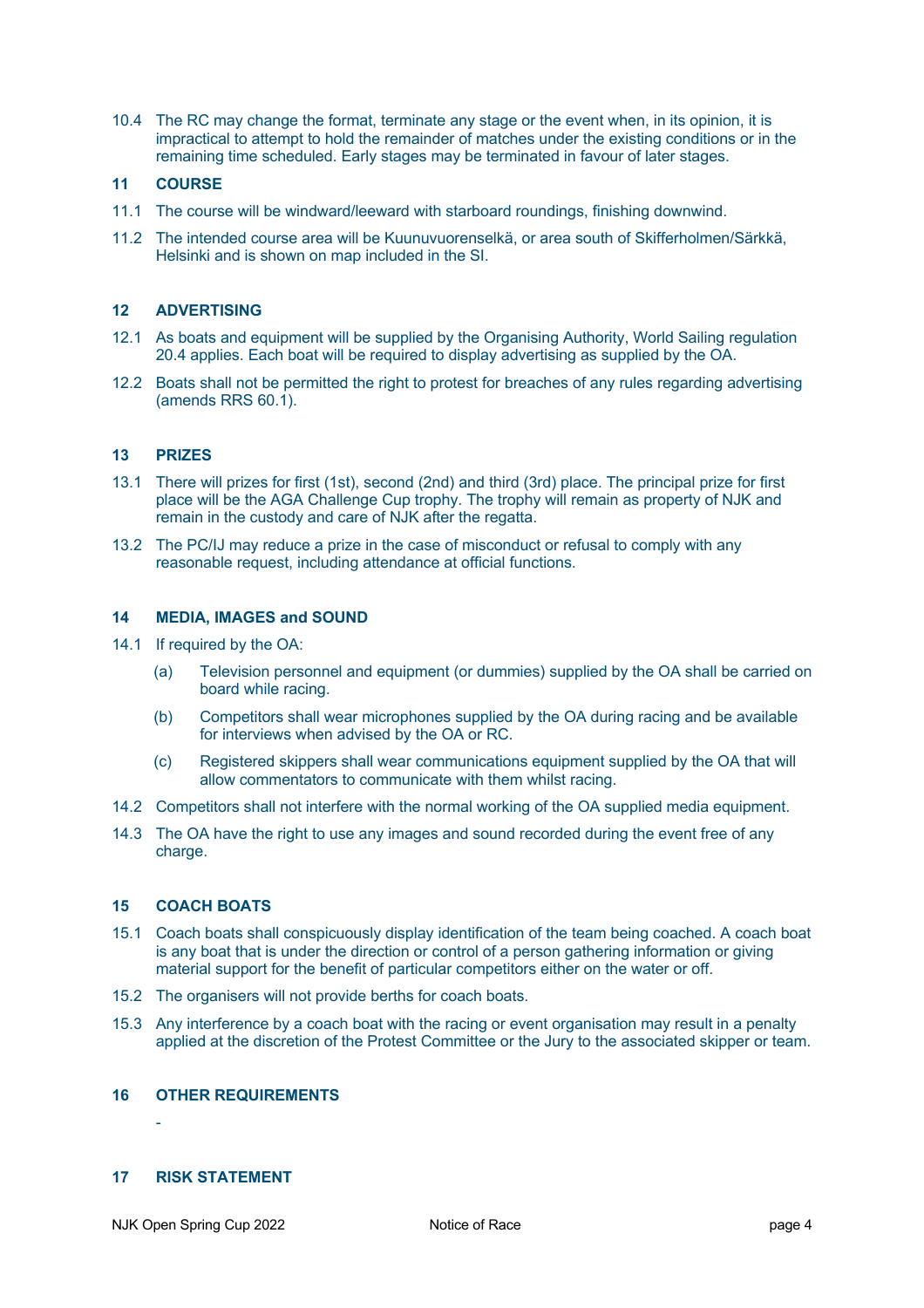10.4 The RC may change the format, terminate any stage or the event when, in its opinion, it is impractical to attempt to hold the remainder of matches under the existing conditions or in the remaining time scheduled. Early stages may be terminated in favour of later stages.

## 11 COURSE

11.1 The course will be windward/leeward with starboard roundings, finishing downwind.

11.2 The intended course area will be Kuunuvuorenselkä, or area south of Skifferholmen/Särkkä, Helsinki and is shown on map included in the SI.

## 12 ADVERTISING

12.1 As boats and equipment will be supplied by the Organising Authority, World Sailing regulation 20.4 applies. Each boat will be required to display advertising as supplied by the OA.

12.2 Boats shall not be permitted the right to protest for breaches of any rules regarding advertising (amends RRS 60.1).

## 13 PRIZES

13.1 There will prizes for first (1st), second (2nd) and third (3rd) place. The principal prize for first place will be the AGA Challenge Cup trophy. The trophy will remain as property of NJK and remain in the custody and care of NJK after the regatta.

13.2 The PC/IJ may reduce a prize in the case of misconduct or refusal to comply with any reasonable request, including attendance at official functions.

## 14 MEDIA, IMAGES and SOUND

14.1 If required by the OA:

- (a) Television personnel and equipment (or dummies) supplied by the OA shall be carried on board while racing.
- (b) Competitors shall wear microphones supplied by the OA during racing and be available for interviews when advised by the OA or RC.
- (c) Registered skippers shall wear communications equipment supplied by the OA that will allow commentators to communicate with them whilst racing.

14.2 Competitors shall not interfere with the normal working of the OA supplied media equipment.

14.3 The OA have the right to use any images and sound recorded during the event free of any charge.

## 15 COACH BOATS

15.1 Coach boats shall conspicuously display identification of the team being coached. A coach boat is any boat that is under the direction or control of a person gathering information or giving material support for the benefit of particular competitors either on the water or off.

15.2 The organisers will not provide berths for coach boats.

15.3 Any interference by a coach boat with the racing or event organisation may result in a penalty applied at the discretion of the Protest Committee or the Jury to the associated skipper or team.

## 16 OTHER REQUIREMENTS

-

## 17 RISK STATEMENT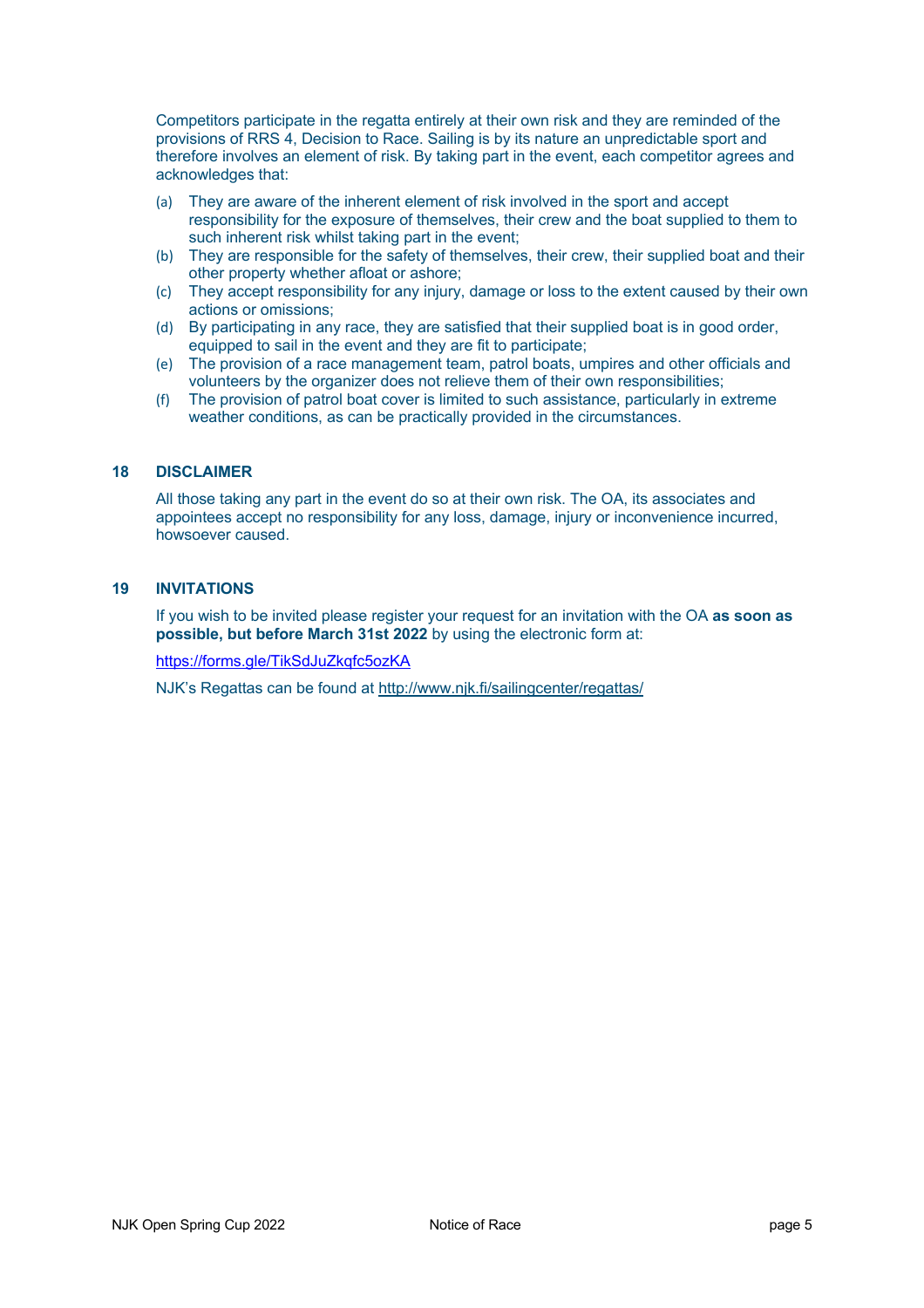Competitors participate in the regatta entirely at their own risk and they are reminded of the provisions of RRS 4, Decision to Race. Sailing is by its nature an unpredictable sport and therefore involves an element of risk. By taking part in the event, each competitor agrees and acknowledges that:

(a) They are aware of the inherent element of risk involved in the sport and accept responsibility for the exposure of themselves, their crew and the boat supplied to them to such inherent risk whilst taking part in the event;
(b) They are responsible for the safety of themselves, their crew, their supplied boat and their other property whether afloat or ashore;
(c) They accept responsibility for any injury, damage or loss to the extent caused by their own actions or omissions;
(d) By participating in any race, they are satisfied that their supplied boat is in good order, equipped to sail in the event and they are fit to participate;
(e) The provision of a race management team, patrol boats, umpires and other officials and volunteers by the organizer does not relieve them of their own responsibilities;
(f) The provision of patrol boat cover is limited to such assistance, particularly in extreme weather conditions, as can be practically provided in the circumstances.

## 18 DISCLAIMER

All those taking any part in the event do so at their own risk. The OA, its associates and appointees accept no responsibility for any loss, damage, injury or inconvenience incurred, howsoever caused.

## 19 INVITATIONS

If you wish to be invited please register your request for an invitation with the OA **as soon as possible, but before March 31st 2022** by using the electronic form at:

https://forms.gle/TikSdJuZkqfc5ozKA

NJK's Regattas can be found at http://www.njk.fi/sailingcenter/regattas/